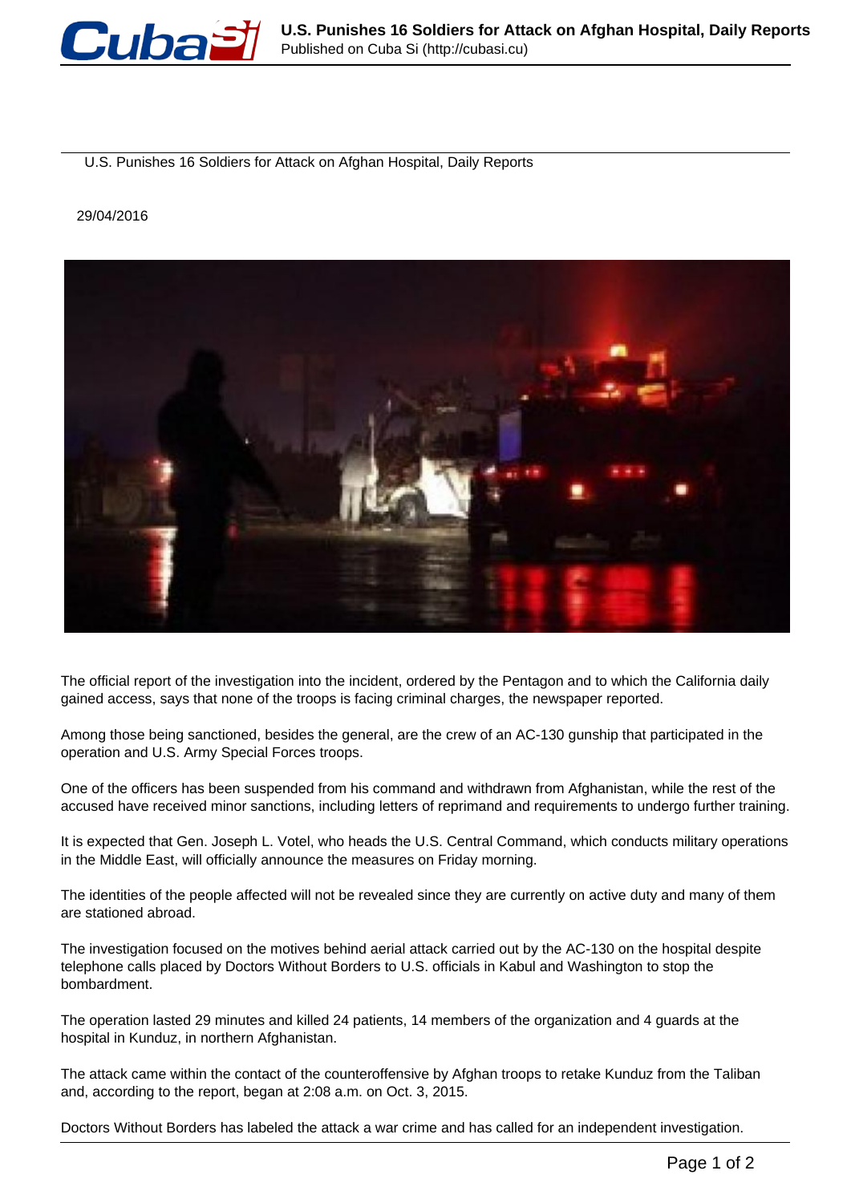# U.S. Punishes 16 Soldiers for Attack on Afghan Hospital, Daily Reports

29/04/2016

The official report of the investigation into the incident, ordered by the Pentagon and to which the California daily gained access, says that none of the troops is facing criminal charges, the newspaper reported.

Among those being sanctioned, besides the general, are the crew of an AC-130 gunship that participated in the operation and U.S. Army Special Forces troops.

One of the officers has been suspended from his command and withdrawn from Afghanistan, while the rest of the accused have received minor sanctions, including letters of reprimand and requirements to undergo further training.

It is expected that Gen. Joseph L. Votel, who heads the U.S. Central Command, which conducts military operations in the Middle East, will officially announce the measures on Friday morning.

The identities of the people affected will not be revealed since they are currently on active duty and many of them are stationed abroad.

The investigation focused on the motives behind aerial attack carried out by the AC-130 on the hospital despite telephone calls placed by Doctors Without Borders to U.S. officials in Kabul and Washington to stop the bombardment.

The operation lasted 29 minutes and killed 24 patients, 14 members of the organization and 4 guards at the hospital in Kunduz, in northern Afghanistan.

The attack came within the contact of the counteroffensive by Afghan troops to retake Kunduz from the Taliban and, according to the report, began at 2:08 a.m. on Oct. 3, 2015.

Doctors Without Borders has labeled the attack a war crime and has called for an independent investigation.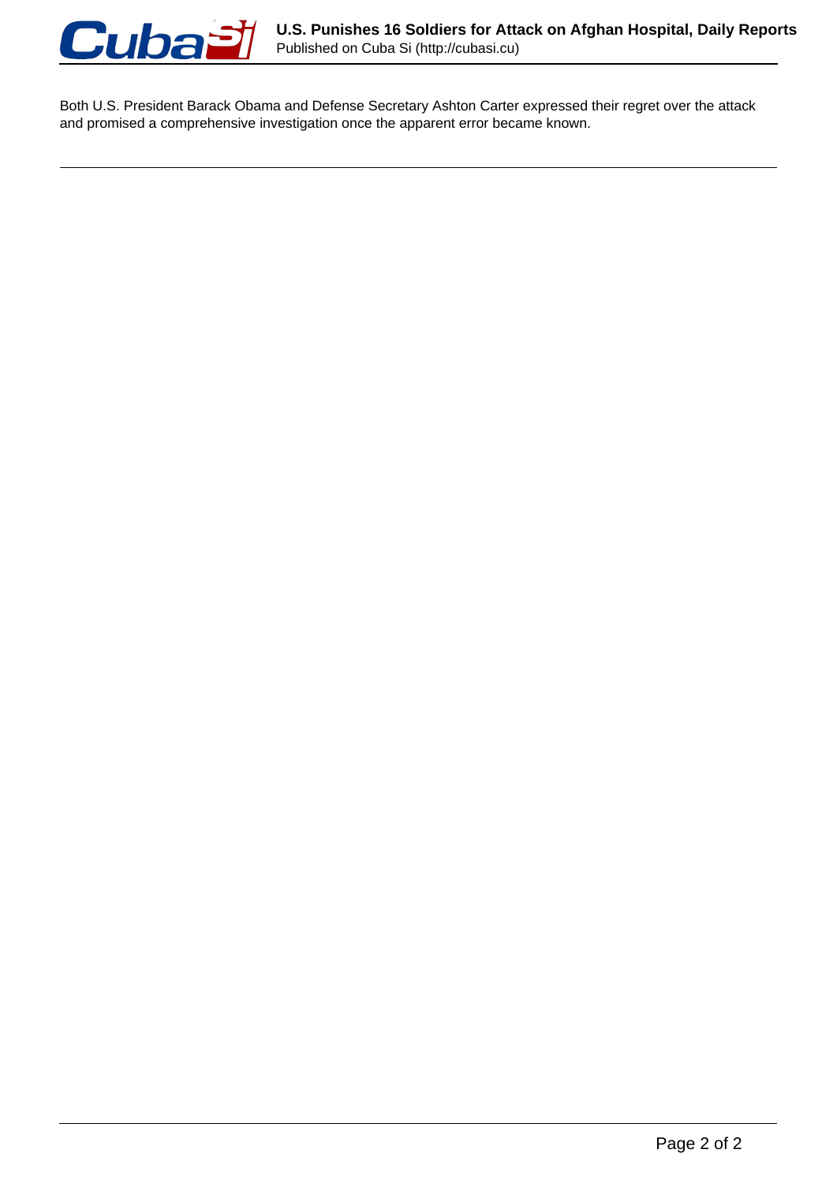Both U.S. President Barack Obama and Defense Secretary Ashton Carter expressed their regret over the attack and promised a comprehensive investigation once the apparent error became known.